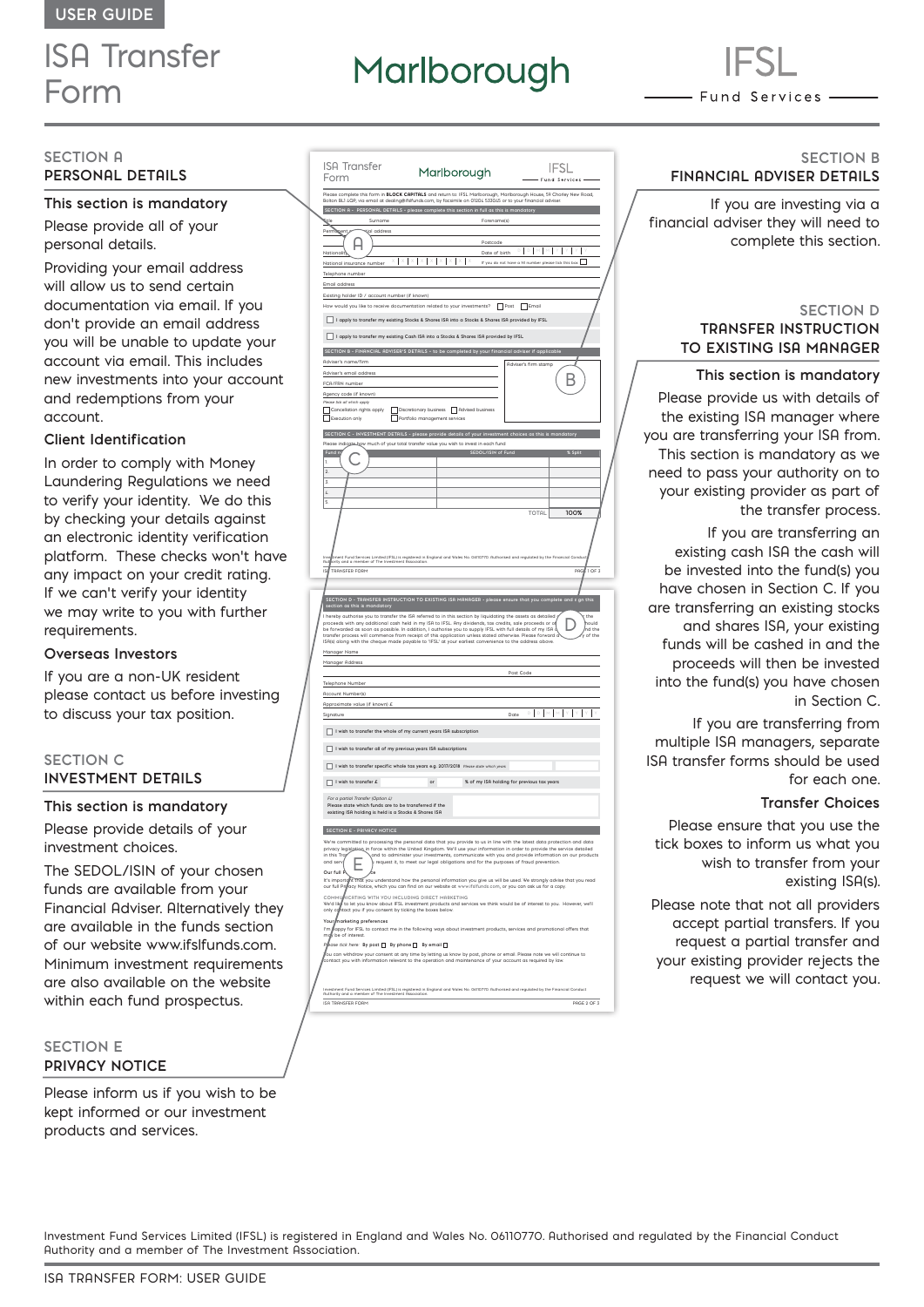USER GUIDE

# ISA Transfer Form

Marlborough

IFSL Fund Services

## SECTION A
## PERSONAL DETAILS

### This section is mandatory

Please provide all of your personal details.

Providing your email address will allow us to send certain documentation via email. If you don't provide an email address you will be unable to update your account via email. This includes new investments into your account and redemptions from your account.

### Client Identification

In order to comply with Money Laundering Regulations we need to verify your identity. We do this by checking your details against an electronic identity verification platform. These checks won't have any impact on your credit rating. If we can't verify your identity we may write to you with further requirements.

### Overseas Investors

If you are a non-UK resident please contact us before investing to discuss your tax position.

## SECTION C
## INVESTMENT DETAILS

### This section is mandatory

Please provide details of your investment choices.

The SEDOL/ISIN of your chosen funds are available from your Financial Adviser. Alternatively they are available in the funds section of our website www.ifslfunds.com. Minimum investment requirements are also available on the website within each fund prospectus.

## SECTION E
## PRIVACY NOTICE

Please inform us if you wish to be kept informed or our investment products and services.

## SECTION B
## FINANCIAL ADVISER DETAILS

If you are investing via a financial adviser they will need to complete this section.

## SECTION D
## TRANSFER INSTRUCTION TO EXISTING ISA MANAGER

### This section is mandatory

Please provide us with details of the existing ISA manager where you are transferring your ISA from. This section is mandatory as we need to pass your authority on to your existing provider as part of the transfer process.

If you are transferring an existing cash ISA the cash will be invested into the fund(s) you have chosen in Section C. If you are transferring an existing stocks and shares ISA, your existing funds will be cashed in and the proceeds will then be invested into the fund(s) you have chosen in Section C.

If you are transferring from multiple ISA managers, separate ISA transfer forms should be used for each one.

### Transfer Choices

Please ensure that you use the tick boxes to inform us what you wish to transfer from your existing ISA(s).

Please note that not all providers accept partial transfers. If you request a partial transfer and your existing provider rejects the request we will contact you.

Investment Fund Services Limited (IFSL) is registered in England and Wales No. 06110770. Authorised and regulated by the Financial Conduct Authority and a member of The Investment Association.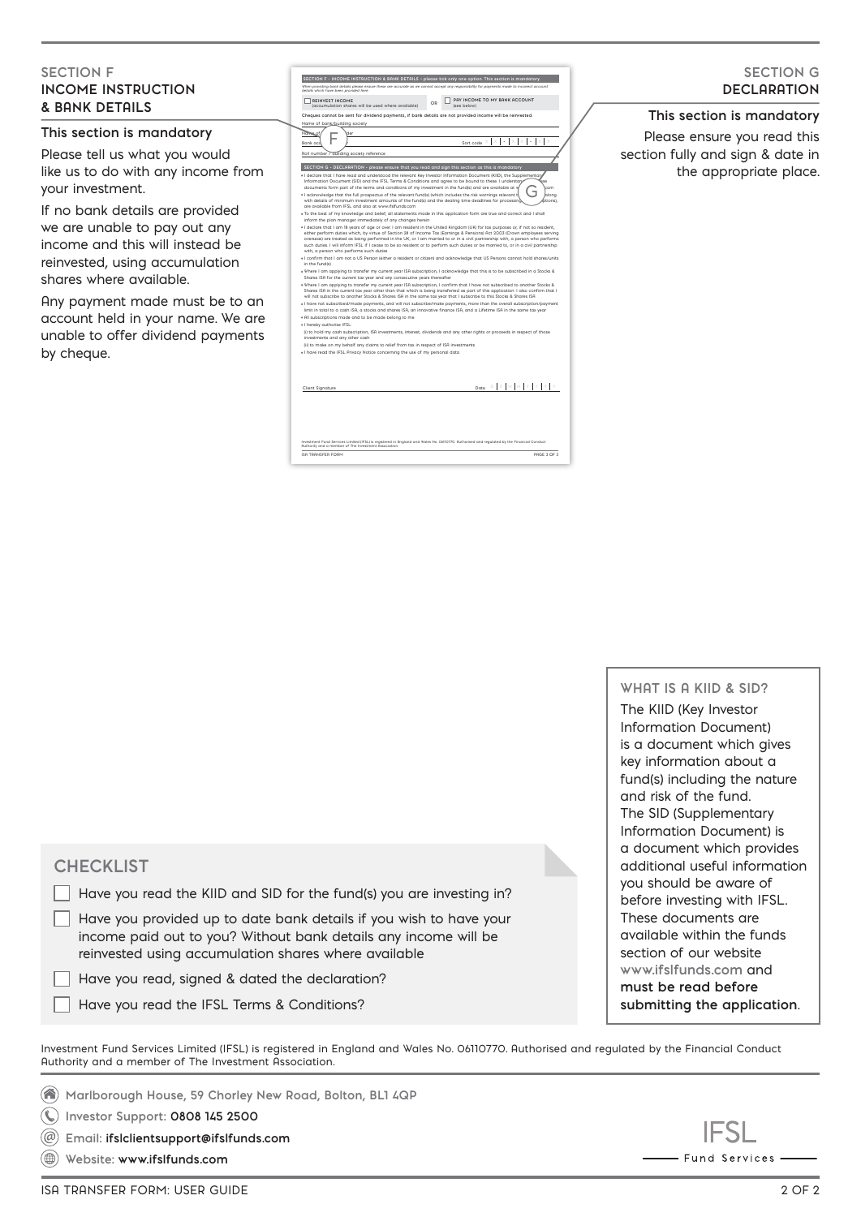## SECTION F
## INCOME INSTRUCTION & BANK DETAILS

**This section is mandatory**

Please tell us what you would like us to do with any income from your investment.

If no bank details are provided we are unable to pay out any income and this will instead be reinvested, using accumulation shares where available.

Any payment made must be to an account held in your name. We are unable to offer dividend payments by cheque.

## SECTION G
## DECLARATION

**This section is mandatory**

Please ensure you read this section fully and sign & date in the appropriate place.

## CHECKLIST

- ☐ Have you read the KIID and SID for the fund(s) you are investing in?
- ☐ Have you provided up to date bank details if you wish to have your income paid out to you? Without bank details any income will be reinvested using accumulation shares where available
- ☐ Have you read, signed & dated the declaration?
- ☐ Have you read the IFSL Terms & Conditions?

### WHAT IS A KIID & SID?

The KIID (Key Investor Information Document) is a document which gives key information about a fund(s) including the nature and risk of the fund.
The SID (Supplementary Information Document) is a document which provides additional useful information you should be aware of before investing with IFSL.
These documents are available within the funds section of our website www.ifslfunds.com and **must be read before submitting the application**.

Investment Fund Services Limited (IFSL) is registered in England and Wales No. 06110770. Authorised and regulated by the Financial Conduct Authority and a member of The Investment Association.

Marlborough House, 59 Chorley New Road, Bolton, BL1 4QP

Investor Support: **0808 145 2500**

Email: **ifslclientsupport@ifslfunds.com**

Website: **www.ifslfunds.com**

IFSL Fund Services